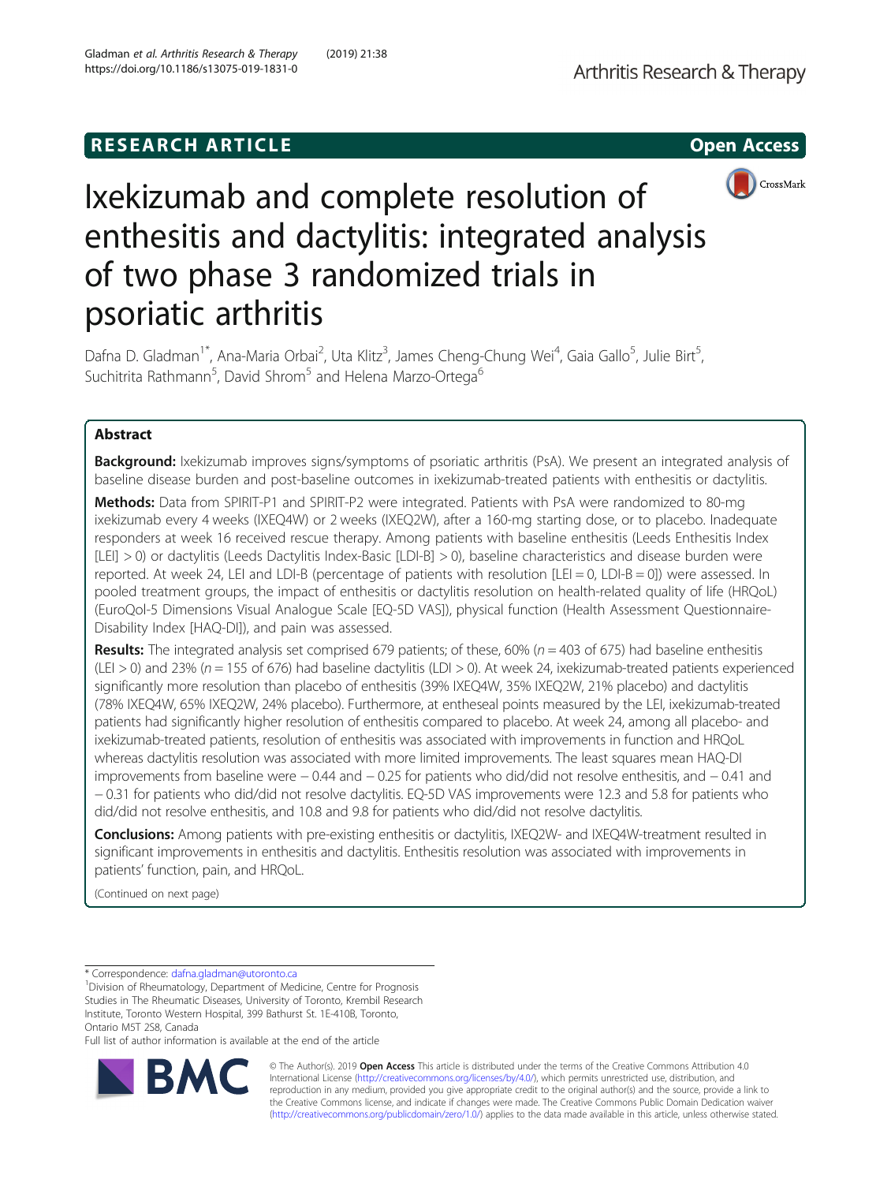RESEARCH ARTICLE

Open Access

# Ixekizumab and complete resolution of enthesitis and dactylitis: integrated analysis of two phase 3 randomized trials in psoriatic arthritis

Dafna D. Gladman[1*], Ana-Maria Orbai[2], Uta Klitz[3], James Cheng-Chung Wei[4], Gaia Gallo[5], Julie Birt[5], Suchitrita Rathmann[5], David Shrom[5] and Helena Marzo-Ortega[6]

## Abstract

**Background:** Ixekizumab improves signs/symptoms of psoriatic arthritis (PsA). We present an integrated analysis of baseline disease burden and post-baseline outcomes in ixekizumab-treated patients with enthesitis or dactylitis.

**Methods:** Data from SPIRIT-P1 and SPIRIT-P2 were integrated. Patients with PsA were randomized to 80-mg ixekizumab every 4 weeks (IXEQ4W) or 2 weeks (IXEQ2W), after a 160-mg starting dose, or to placebo. Inadequate responders at week 16 received rescue therapy. Among patients with baseline enthesitis (Leeds Enthesitis Index [LEI] > 0) or dactylitis (Leeds Dactylitis Index-Basic [LDI-B] > 0), baseline characteristics and disease burden were reported. At week 24, LEI and LDI-B (percentage of patients with resolution [LEI = 0, LDI-B = 0]) were assessed. In pooled treatment groups, the impact of enthesitis or dactylitis resolution on health-related quality of life (HRQoL) (EuroQol-5 Dimensions Visual Analogue Scale [EQ-5D VAS]), physical function (Health Assessment Questionnaire-Disability Index [HAQ-DI]), and pain was assessed.

**Results:** The integrated analysis set comprised 679 patients; of these, 60% ($n = 403$ of 675) had baseline enthesitis (LEI > 0) and 23% ($n = 155$ of 676) had baseline dactylitis (LDI > 0). At week 24, ixekizumab-treated patients experienced significantly more resolution than placebo of enthesitis (39% IXEQ4W, 35% IXEQ2W, 21% placebo) and dactylitis (78% IXEQ4W, 65% IXEQ2W, 24% placebo). Furthermore, at entheseal points measured by the LEI, ixekizumab-treated patients had significantly higher resolution of enthesitis compared to placebo. At week 24, among all placebo- and ixekizumab-treated patients, resolution of enthesitis was associated with improvements in function and HRQoL whereas dactylitis resolution was associated with more limited improvements. The least squares mean HAQ-DI improvements from baseline were − 0.44 and − 0.25 for patients who did/did not resolve enthesitis, and − 0.41 and − 0.31 for patients who did/did not resolve dactylitis. EQ-5D VAS improvements were 12.3 and 5.8 for patients who did/did not resolve enthesitis, and 10.8 and 9.8 for patients who did/did not resolve dactylitis.

**Conclusions:** Among patients with pre-existing enthesitis or dactylitis, IXEQ2W- and IXEQ4W-treatment resulted in significant improvements in enthesitis and dactylitis. Enthesitis resolution was associated with improvements in patients' function, pain, and HRQoL.

(Continued on next page)

\* Correspondence: dafna.gladman@utoronto.ca
[1]Division of Rheumatology, Department of Medicine, Centre for Prognosis Studies in The Rheumatic Diseases, University of Toronto, Krembil Research Institute, Toronto Western Hospital, 399 Bathurst St. 1E-410B, Toronto, Ontario M5T 2S8, Canada
Full list of author information is available at the end of the article

© The Author(s). 2019 **Open Access** This article is distributed under the terms of the Creative Commons Attribution 4.0 International License (http://creativecommons.org/licenses/by/4.0/), which permits unrestricted use, distribution, and reproduction in any medium, provided you give appropriate credit to the original author(s) and the source, provide a link to the Creative Commons license, and indicate if changes were made. The Creative Commons Public Domain Dedication waiver (http://creativecommons.org/publicdomain/zero/1.0/) applies to the data made available in this article, unless otherwise stated.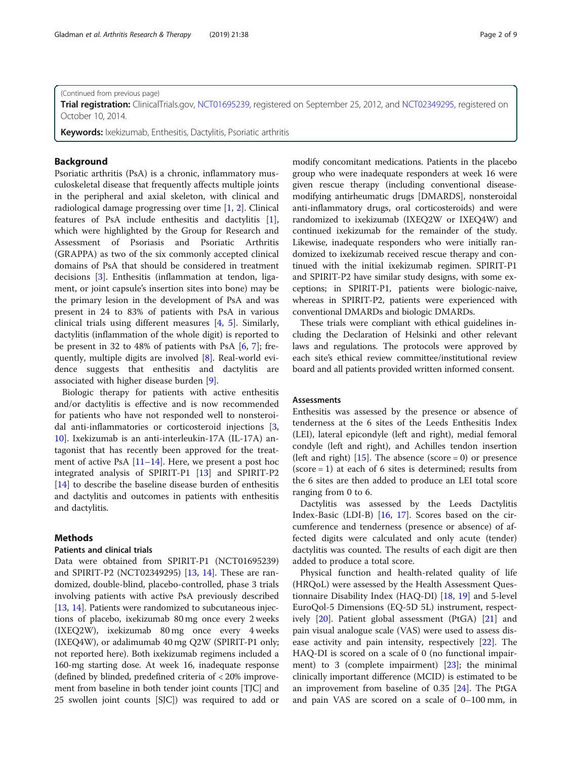(Continued from previous page)

**Trial registration:** ClinicalTrials.gov, NCT01695239, registered on September 25, 2012, and NCT02349295, registered on October 10, 2014.

**Keywords:** Ixekizumab, Enthesitis, Dactylitis, Psoriatic arthritis

## Background

Psoriatic arthritis (PsA) is a chronic, inflammatory musculoskeletal disease that frequently affects multiple joints in the peripheral and axial skeleton, with clinical and radiological damage progressing over time [1, 2]. Clinical features of PsA include enthesitis and dactylitis [1], which were highlighted by the Group for Research and Assessment of Psoriasis and Psoriatic Arthritis (GRAPPA) as two of the six commonly accepted clinical domains of PsA that should be considered in treatment decisions [3]. Enthesitis (inflammation at tendon, ligament, or joint capsule's insertion sites into bone) may be the primary lesion in the development of PsA and was present in 24 to 83% of patients with PsA in various clinical trials using different measures [4, 5]. Similarly, dactylitis (inflammation of the whole digit) is reported to be present in 32 to 48% of patients with PsA [6, 7]; frequently, multiple digits are involved [8]. Real-world evidence suggests that enthesitis and dactylitis are associated with higher disease burden [9].

Biologic therapy for patients with active enthesitis and/or dactylitis is effective and is now recommended for patients who have not responded well to nonsteroidal anti-inflammatories or corticosteroid injections [3, 10]. Ixekizumab is an anti-interleukin-17A (IL-17A) antagonist that has recently been approved for the treatment of active PsA [11–14]. Here, we present a post hoc integrated analysis of SPIRIT-P1 [13] and SPIRIT-P2 [14] to describe the baseline disease burden of enthesitis and dactylitis and outcomes in patients with enthesitis and dactylitis.

## Methods

### Patients and clinical trials

Data were obtained from SPIRIT-P1 (NCT01695239) and SPIRIT-P2 (NCT02349295) [13, 14]. These are randomized, double-blind, placebo-controlled, phase 3 trials involving patients with active PsA previously described [13, 14]. Patients were randomized to subcutaneous injections of placebo, ixekizumab 80 mg once every 2 weeks (IXEQ2W), ixekizumab 80 mg once every 4 weeks (IXEQ4W), or adalimumab 40 mg Q2W (SPIRIT-P1 only; not reported here). Both ixekizumab regimens included a 160-mg starting dose. At week 16, inadequate response (defined by blinded, predefined criteria of < 20% improvement from baseline in both tender joint counts [TJC] and 25 swollen joint counts [SJC]) was required to add or modify concomitant medications. Patients in the placebo group who were inadequate responders at week 16 were given rescue therapy (including conventional disease-modifying antirheumatic drugs [DMARDS], nonsteroidal anti-inflammatory drugs, oral corticosteroids) and were randomized to ixekizumab (IXEQ2W or IXEQ4W) and continued ixekizumab for the remainder of the study. Likewise, inadequate responders who were initially randomized to ixekizumab received rescue therapy and continued with the initial ixekizumab regimen. SPIRIT-P1 and SPIRIT-P2 have similar study designs, with some exceptions; in SPIRIT-P1, patients were biologic-naive, whereas in SPIRIT-P2, patients were experienced with conventional DMARDs and biologic DMARDs.

These trials were compliant with ethical guidelines including the Declaration of Helsinki and other relevant laws and regulations. The protocols were approved by each site's ethical review committee/institutional review board and all patients provided written informed consent.

### Assessments

Enthesitis was assessed by the presence or absence of tenderness at the 6 sites of the Leeds Enthesitis Index (LEI), lateral epicondyle (left and right), medial femoral condyle (left and right), and Achilles tendon insertion (left and right) [15]. The absence (score = 0) or presence (score = 1) at each of 6 sites is determined; results from the 6 sites are then added to produce an LEI total score ranging from 0 to 6.

Dactylitis was assessed by the Leeds Dactylitis Index-Basic (LDI-B) [16, 17]. Scores based on the circumference and tenderness (presence or absence) of affected digits were calculated and only acute (tender) dactylitis was counted. The results of each digit are then added to produce a total score.

Physical function and health-related quality of life (HRQoL) were assessed by the Health Assessment Questionnaire Disability Index (HAQ-DI) [18, 19] and 5-level EuroQol-5 Dimensions (EQ-5D 5L) instrument, respectively [20]. Patient global assessment (PtGA) [21] and pain visual analogue scale (VAS) were used to assess disease activity and pain intensity, respectively [22]. The HAQ-DI is scored on a scale of 0 (no functional impairment) to 3 (complete impairment) [23]; the minimal clinically important difference (MCID) is estimated to be an improvement from baseline of 0.35 [24]. The PtGA and pain VAS are scored on a scale of 0–100 mm, in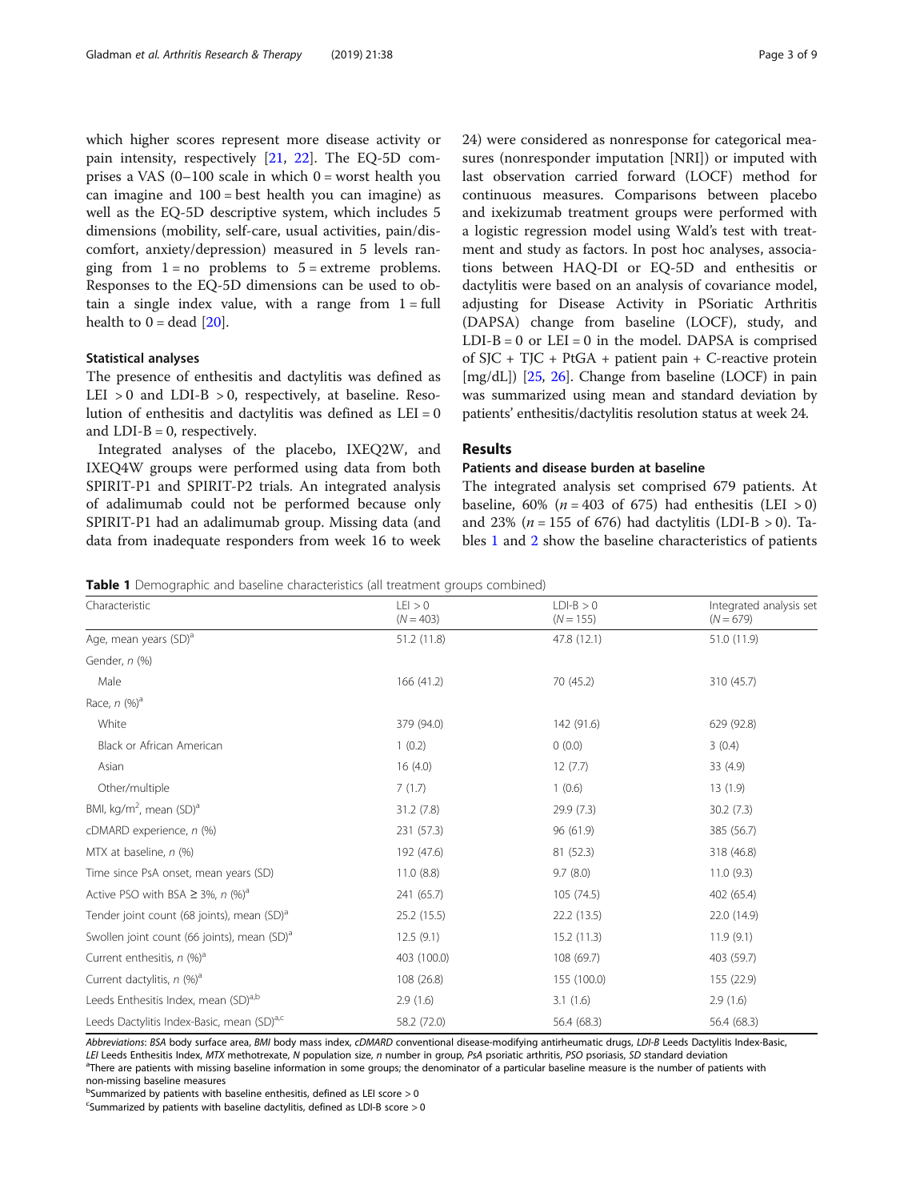which higher scores represent more disease activity or pain intensity, respectively [21, 22]. The EQ-5D comprises a VAS (0–100 scale in which 0 = worst health you can imagine and 100 = best health you can imagine) as well as the EQ-5D descriptive system, which includes 5 dimensions (mobility, self-care, usual activities, pain/discomfort, anxiety/depression) measured in 5 levels ranging from 1 = no problems to 5 = extreme problems. Responses to the EQ-5D dimensions can be used to obtain a single index value, with a range from 1 = full health to 0 = dead [20].

### Statistical analyses

The presence of enthesitis and dactylitis was defined as LEI > 0 and LDI-B > 0, respectively, at baseline. Resolution of enthesitis and dactylitis was defined as LEI = 0 and LDI-B = 0, respectively.

Integrated analyses of the placebo, IXEQ2W, and IXEQ4W groups were performed using data from both SPIRIT-P1 and SPIRIT-P2 trials. An integrated analysis of adalimumab could not be performed because only SPIRIT-P1 had an adalimumab group. Missing data (and data from inadequate responders from week 16 to week 24) were considered as nonresponse for categorical measures (nonresponder imputation [NRI]) or imputed with last observation carried forward (LOCF) method for continuous measures. Comparisons between placebo and ixekizumab treatment groups were performed with a logistic regression model using Wald's test with treatment and study as factors. In post hoc analyses, associations between HAQ-DI or EQ-5D and enthesitis or dactylitis were based on an analysis of covariance model, adjusting for Disease Activity in PSoriatic Arthritis (DAPSA) change from baseline (LOCF), study, and LDI-B = 0 or LEI = 0 in the model. DAPSA is comprised of SJC + TJC + PtGA + patient pain + C-reactive protein [mg/dL]) [25, 26]. Change from baseline (LOCF) in pain was summarized using mean and standard deviation by patients' enthesitis/dactylitis resolution status at week 24.

## Results

### Patients and disease burden at baseline

The integrated analysis set comprised 679 patients. At baseline, 60% ($n$ = 403 of 675) had enthesitis (LEI > 0) and 23% ($n$ = 155 of 676) had dactylitis (LDI-B > 0). Tables 1 and 2 show the baseline characteristics of patients

**Table 1** Demographic and baseline characteristics (all treatment groups combined)

| Characteristic | LEI > 0 (N = 403) | LDI-B > 0 (N = 155) | Integrated analysis set (N = 679) |
|---|---|---|---|
| Age, mean years (SD)[a] | 51.2 (11.8) | 47.8 (12.1) | 51.0 (11.9) |
| Gender, n (%) | | | |
| Male | 166 (41.2) | 70 (45.2) | 310 (45.7) |
| Race, n (%)[a] | | | |
| White | 379 (94.0) | 142 (91.6) | 629 (92.8) |
| Black or African American | 1 (0.2) | 0 (0.0) | 3 (0.4) |
| Asian | 16 (4.0) | 12 (7.7) | 33 (4.9) |
| Other/multiple | 7 (1.7) | 1 (0.6) | 13 (1.9) |
| BMI, kg/m$^2$, mean (SD)[a] | 31.2 (7.8) | 29.9 (7.3) | 30.2 (7.3) |
| cDMARD experience, n (%) | 231 (57.3) | 96 (61.9) | 385 (56.7) |
| MTX at baseline, n (%) | 192 (47.6) | 81 (52.3) | 318 (46.8) |
| Time since PsA onset, mean years (SD) | 11.0 (8.8) | 9.7 (8.0) | 11.0 (9.3) |
| Active PSO with BSA ≥ 3%, n (%)[a] | 241 (65.7) | 105 (74.5) | 402 (65.4) |
| Tender joint count (68 joints), mean (SD)[a] | 25.2 (15.5) | 22.2 (13.5) | 22.0 (14.9) |
| Swollen joint count (66 joints), mean (SD)[a] | 12.5 (9.1) | 15.2 (11.3) | 11.9 (9.1) |
| Current enthesitis, n (%)[a] | 403 (100.0) | 108 (69.7) | 403 (59.7) |
| Current dactylitis, n (%)[a] | 108 (26.8) | 155 (100.0) | 155 (22.9) |
| Leeds Enthesitis Index, mean (SD)[a,b] | 2.9 (1.6) | 3.1 (1.6) | 2.9 (1.6) |
| Leeds Dactylitis Index-Basic, mean (SD)[a,c] | 58.2 (72.0) | 56.4 (68.3) | 56.4 (68.3) |

*Abbreviations*: *BSA* body surface area, *BMI* body mass index, *cDMARD* conventional disease-modifying antirheumatic drugs, *LDI-B* Leeds Dactylitis Index-Basic, *LEI* Leeds Enthesitis Index, *MTX* methotrexate, *N* population size, *n* number in group, *PsA* psoriatic arthritis, *PSO* psoriasis, *SD* standard deviation

[a]There are patients with missing baseline information in some groups; the denominator of a particular baseline measure is the number of patients with non-missing baseline measures

[b]Summarized by patients with baseline enthesitis, defined as LEI score > 0

[c]Summarized by patients with baseline dactylitis, defined as LDI-B score > 0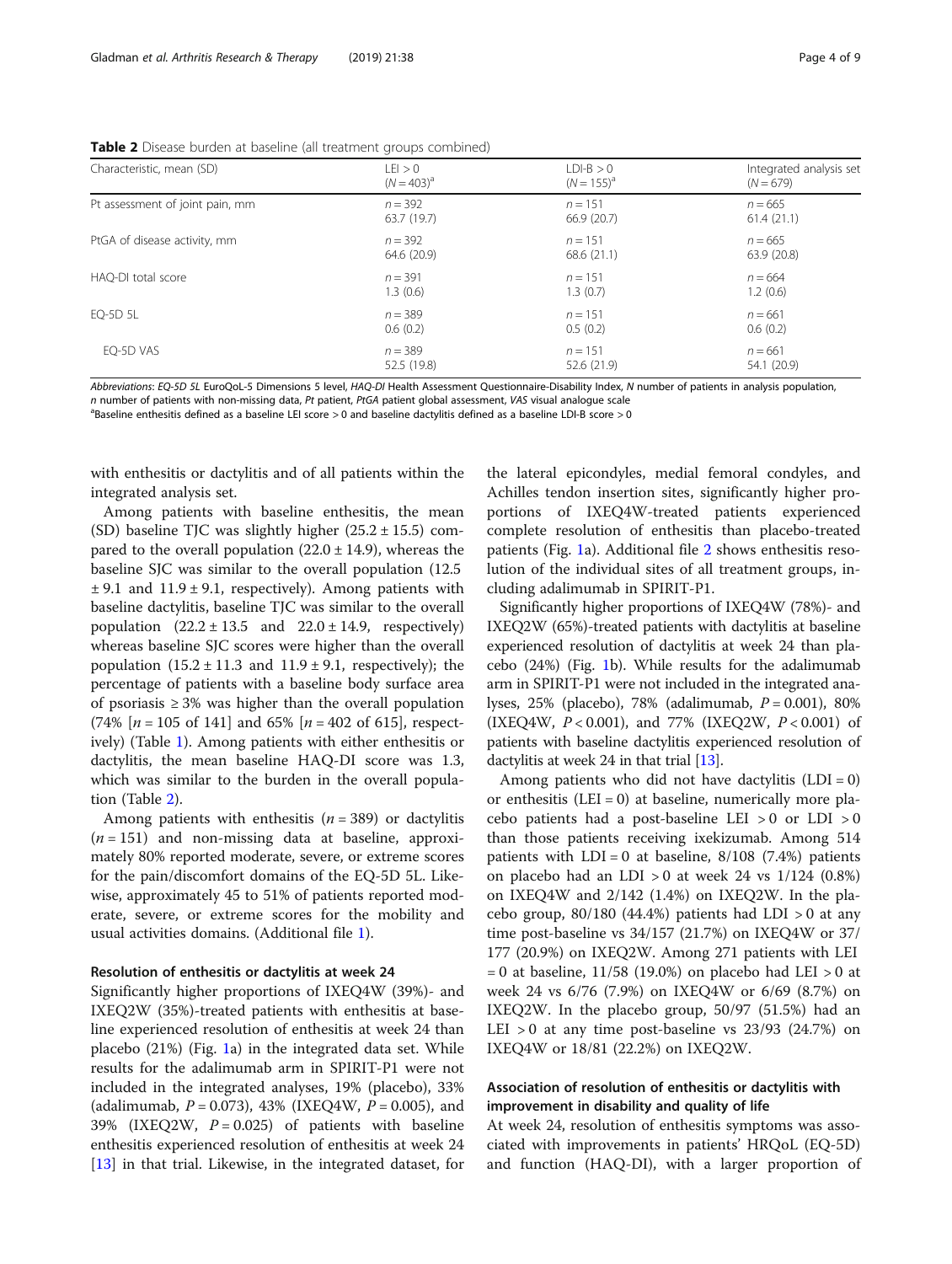**Table 2** Disease burden at baseline (all treatment groups combined)

| Characteristic, mean (SD) | LEI > 0 ($N = 403$)[a] | LDI-B > 0 ($N = 155$)[a] | Integrated analysis set ($N = 679$) |
|---|---|---|---|
| Pt assessment of joint pain, mm | $n = 392$ 63.7 (19.7) | $n = 151$ 66.9 (20.7) | $n = 665$ 61.4 (21.1) |
| PtGA of disease activity, mm | $n = 392$ 64.6 (20.9) | $n = 151$ 68.6 (21.1) | $n = 665$ 63.9 (20.8) |
| HAQ-DI total score | $n = 391$ 1.3 (0.6) | $n = 151$ 1.3 (0.7) | $n = 664$ 1.2 (0.6) |
| EQ-5D 5L | $n = 389$ 0.6 (0.2) | $n = 151$ 0.5 (0.2) | $n = 661$ 0.6 (0.2) |
| EQ-5D VAS | $n = 389$ 52.5 (19.8) | $n = 151$ 52.6 (21.9) | $n = 661$ 54.1 (20.9) |

*Abbreviations*: *EQ-5D 5L* EuroQoL-5 Dimensions 5 level, *HAQ-DI* Health Assessment Questionnaire-Disability Index, *N* number of patients in analysis population, *n* number of patients with non-missing data, *Pt* patient, *PtGA* patient global assessment, *VAS* visual analogue scale

[a]Baseline enthesitis defined as a baseline LEI score > 0 and baseline dactylitis defined as a baseline LDI-B score > 0

with enthesitis or dactylitis and of all patients within the integrated analysis set.

Among patients with baseline enthesitis, the mean (SD) baseline TJC was slightly higher (25.2 ± 15.5) compared to the overall population (22.0 ± 14.9), whereas the baseline SJC was similar to the overall population (12.5 ± 9.1 and 11.9 ± 9.1, respectively). Among patients with baseline dactylitis, baseline TJC was similar to the overall population (22.2 ± 13.5 and 22.0 ± 14.9, respectively) whereas baseline SJC scores were higher than the overall population (15.2 ± 11.3 and 11.9 ± 9.1, respectively); the percentage of patients with a baseline body surface area of psoriasis ≥ 3% was higher than the overall population (74% [$n = 105$ of 141] and 65% [$n = 402$ of 615], respectively) (Table 1). Among patients with either enthesitis or dactylitis, the mean baseline HAQ-DI score was 1.3, which was similar to the burden in the overall population (Table 2).

Among patients with enthesitis ($n = 389$) or dactylitis ($n = 151$) and non-missing data at baseline, approximately 80% reported moderate, severe, or extreme scores for the pain/discomfort domains of the EQ-5D 5L. Likewise, approximately 45 to 51% of patients reported moderate, severe, or extreme scores for the mobility and usual activities domains. (Additional file 1).

### Resolution of enthesitis or dactylitis at week 24

Significantly higher proportions of IXEQ4W (39%)- and IXEQ2W (35%)-treated patients with enthesitis at baseline experienced resolution of enthesitis at week 24 than placebo (21%) (Fig. 1a) in the integrated data set. While results for the adalimumab arm in SPIRIT-P1 were not included in the integrated analyses, 19% (placebo), 33% (adalimumab, $P = 0.073$), 43% (IXEQ4W, $P = 0.005$), and 39% (IXEQ2W, $P = 0.025$) of patients with baseline enthesitis experienced resolution of enthesitis at week 24 [13] in that trial. Likewise, in the integrated dataset, for the lateral epicondyles, medial femoral condyles, and Achilles tendon insertion sites, significantly higher proportions of IXEQ4W-treated patients experienced complete resolution of enthesitis than placebo-treated patients (Fig. 1a). Additional file 2 shows enthesitis resolution of the individual sites of all treatment groups, including adalimumab in SPIRIT-P1.

Significantly higher proportions of IXEQ4W (78%)- and IXEQ2W (65%)-treated patients with dactylitis at baseline experienced resolution of dactylitis at week 24 than placebo (24%) (Fig. 1b). While results for the adalimumab arm in SPIRIT-P1 were not included in the integrated analyses, 25% (placebo), 78% (adalimumab, $P = 0.001$), 80% (IXEQ4W, $P < 0.001$), and 77% (IXEQ2W, $P < 0.001$) of patients with baseline dactylitis experienced resolution of dactylitis at week 24 in that trial [13].

Among patients who did not have dactylitis (LDI = 0) or enthesitis (LEI = 0) at baseline, numerically more placebo patients had a post-baseline LEI > 0 or LDI > 0 than those patients receiving ixekizumab. Among 514 patients with LDI = 0 at baseline, 8/108 (7.4%) patients on placebo had an LDI > 0 at week 24 vs 1/124 (0.8%) on IXEQ4W and 2/142 (1.4%) on IXEQ2W. In the placebo group, 80/180 (44.4%) patients had LDI > 0 at any time post-baseline vs 34/157 (21.7%) on IXEQ4W or 37/177 (20.9%) on IXEQ2W. Among 271 patients with LEI = 0 at baseline, 11/58 (19.0%) on placebo had LEI > 0 at week 24 vs 6/76 (7.9%) on IXEQ4W or 6/69 (8.7%) on IXEQ2W. In the placebo group, 50/97 (51.5%) had an LEI > 0 at any time post-baseline vs 23/93 (24.7%) on IXEQ4W or 18/81 (22.2%) on IXEQ2W.

### Association of resolution of enthesitis or dactylitis with improvement in disability and quality of life

At week 24, resolution of enthesitis symptoms was associated with improvements in patients' HRQoL (EQ-5D) and function (HAQ-DI), with a larger proportion of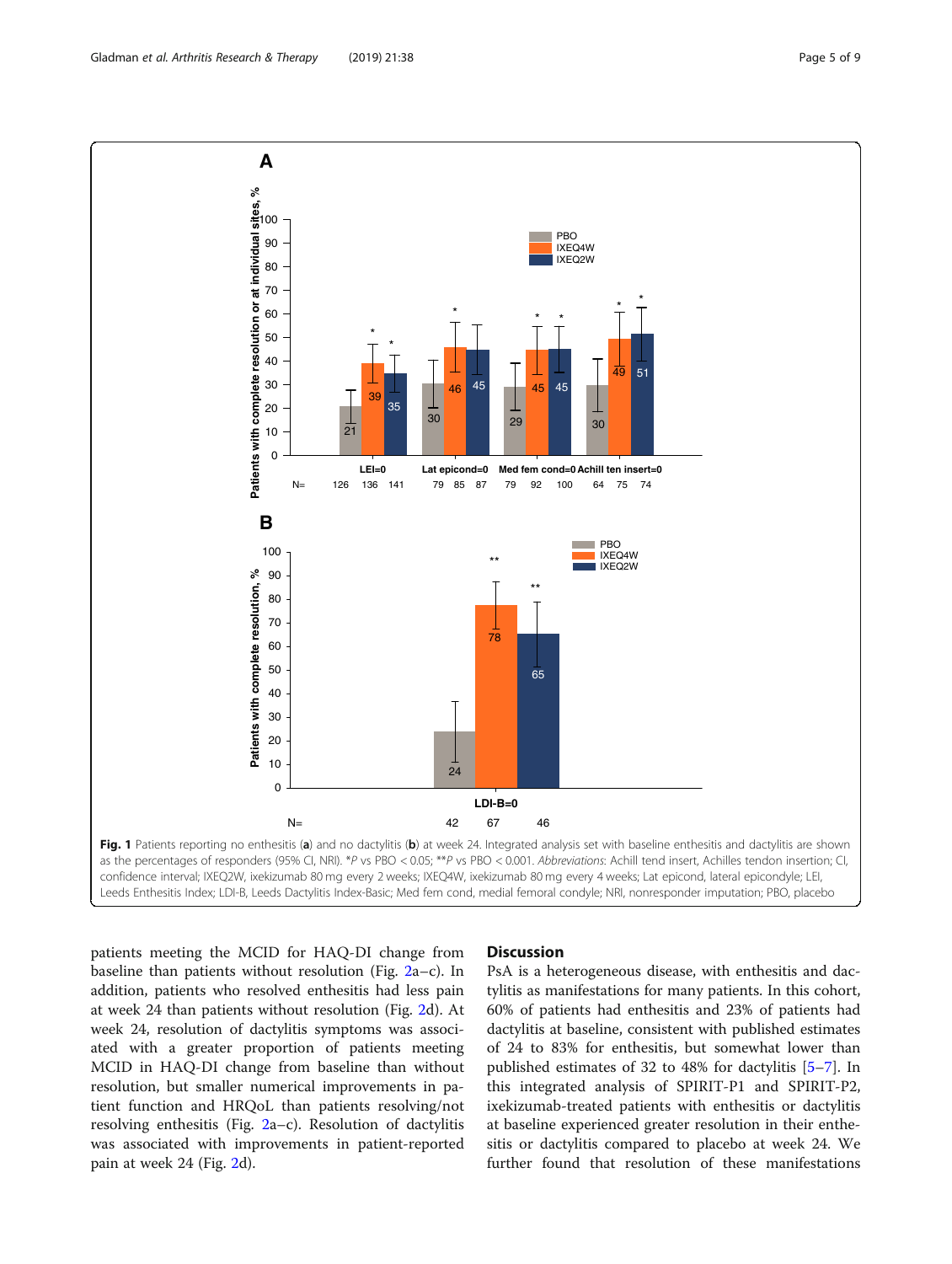Fig. 1 Patients reporting no enthesitis (**a**) and no dactylitis (**b**) at week 24. Integrated analysis set with baseline enthesitis and dactylitis are shown as the percentages of responders (95% CI, NRI). *P vs PBO < 0.05; **P vs PBO < 0.001. *Abbreviations*: Achill tend insert, Achilles tendon insertion; CI, confidence interval; IXEQ2W, ixekizumab 80 mg every 2 weeks; IXEQ4W, ixekizumab 80 mg every 4 weeks; Lat epicond, lateral epicondyle; LEI, Leeds Enthesitis Index; LDI-B, Leeds Dactylitis Index-Basic; Med fem cond, medial femoral condyle; NRI, nonresponder imputation; PBO, placebo

patients meeting the MCID for HAQ-DI change from baseline than patients without resolution (Fig. 2a–c). In addition, patients who resolved enthesitis had less pain at week 24 than patients without resolution (Fig. 2d). At week 24, resolution of dactylitis symptoms was associated with a greater proportion of patients meeting MCID in HAQ-DI change from baseline than without resolution, but smaller numerical improvements in patient function and HRQoL than patients resolving/not resolving enthesitis (Fig. 2a–c). Resolution of dactylitis was associated with improvements in patient-reported pain at week 24 (Fig. 2d).

## Discussion

PsA is a heterogeneous disease, with enthesitis and dactylitis as manifestations for many patients. In this cohort, 60% of patients had enthesitis and 23% of patients had dactylitis at baseline, consistent with published estimates of 24 to 83% for enthesitis, but somewhat lower than published estimates of 32 to 48% for dactylitis [5–7]. In this integrated analysis of SPIRIT-P1 and SPIRIT-P2, ixekizumab-treated patients with enthesitis or dactylitis at baseline experienced greater resolution in their enthesitis or dactylitis compared to placebo at week 24. We further found that resolution of these manifestations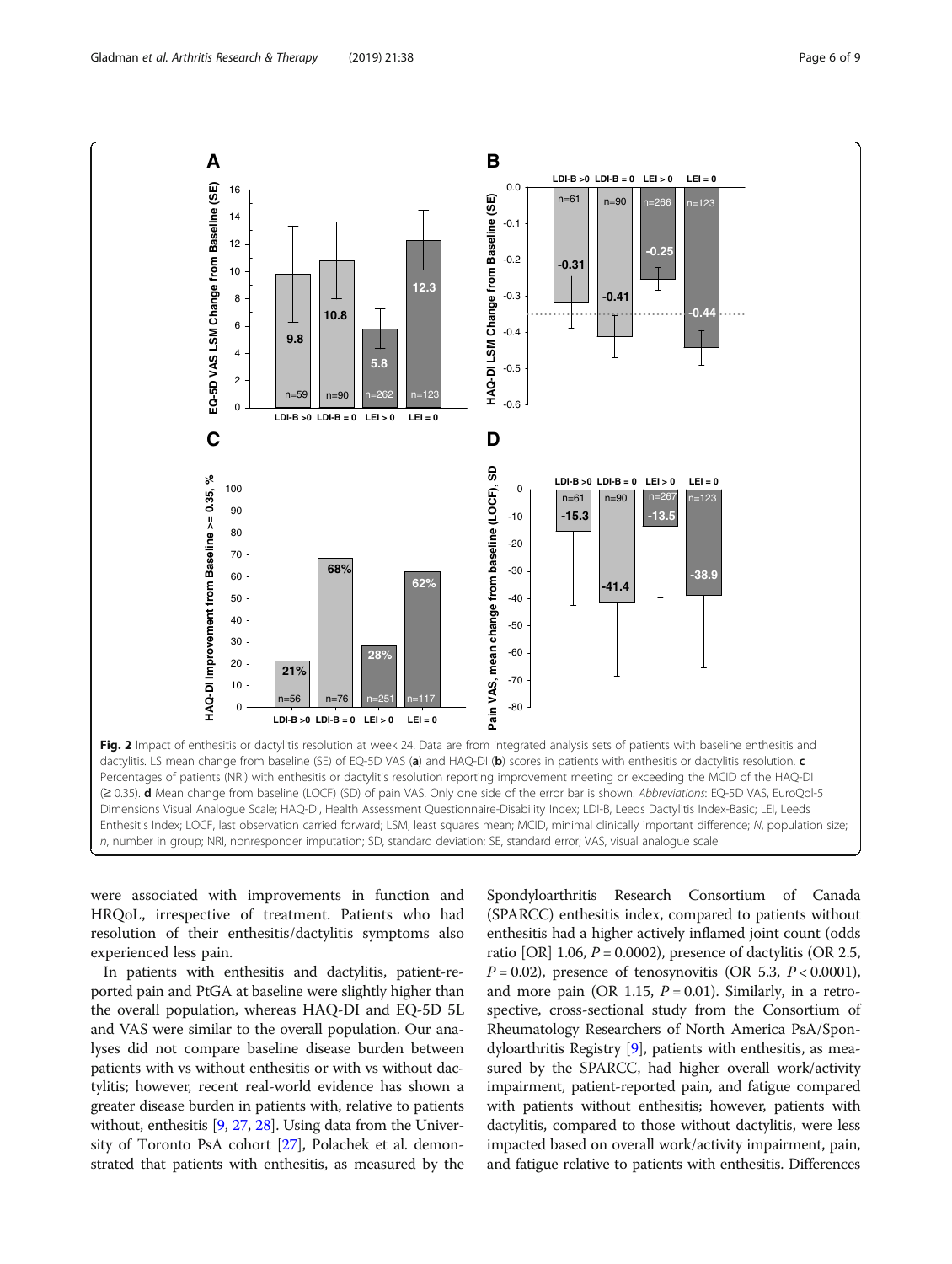Fig. 2 Impact of enthesitis or dactylitis resolution at week 24. Data are from integrated analysis sets of patients with baseline enthesitis and dactylitis. LS mean change from baseline (SE) of EQ-5D VAS (**a**) and HAQ-DI (**b**) scores in patients with enthesitis or dactylitis resolution. **c** Percentages of patients (NRI) with enthesitis or dactylitis resolution reporting improvement meeting or exceeding the MCID of the HAQ-DI (≥ 0.35). **d** Mean change from baseline (LOCF) (SD) of pain VAS. Only one side of the error bar is shown. *Abbreviations*: EQ-5D VAS, EuroQol-5 Dimensions Visual Analogue Scale; HAQ-DI, Health Assessment Questionnaire-Disability Index; LDI-B, Leeds Dactylitis Index-Basic; LEI, Leeds Enthesitis Index; LOCF, last observation carried forward; LSM, least squares mean; MCID, minimal clinically important difference; *N*, population size; *n*, number in group; NRI, nonresponder imputation; SD, standard deviation; SE, standard error; VAS, visual analogue scale

were associated with improvements in function and HRQoL, irrespective of treatment. Patients who had resolution of their enthesitis/dactylitis symptoms also experienced less pain.

In patients with enthesitis and dactylitis, patient-reported pain and PtGA at baseline were slightly higher than the overall population, whereas HAQ-DI and EQ-5D 5L and VAS were similar to the overall population. Our analyses did not compare baseline disease burden between patients with vs without enthesitis or with vs without dactylitis; however, recent real-world evidence has shown a greater disease burden in patients with, relative to patients without, enthesitis [9, 27, 28]. Using data from the University of Toronto PsA cohort [27], Polachek et al. demonstrated that patients with enthesitis, as measured by the Spondyloarthritis Research Consortium of Canada (SPARCC) enthesitis index, compared to patients without enthesitis had a higher actively inflamed joint count (odds ratio [OR] 1.06, $P = 0.0002$), presence of dactylitis (OR 2.5, $P = 0.02$), presence of tenosynovitis (OR 5.3, $P < 0.0001$), and more pain (OR 1.15, $P = 0.01$). Similarly, in a retrospective, cross-sectional study from the Consortium of Rheumatology Researchers of North America PsA/Spondyloarthritis Registry [9], patients with enthesitis, as measured by the SPARCC, had higher overall work/activity impairment, patient-reported pain, and fatigue compared with patients without enthesitis; however, patients with dactylitis, compared to those without dactylitis, were less impacted based on overall work/activity impairment, pain, and fatigue relative to patients with enthesitis. Differences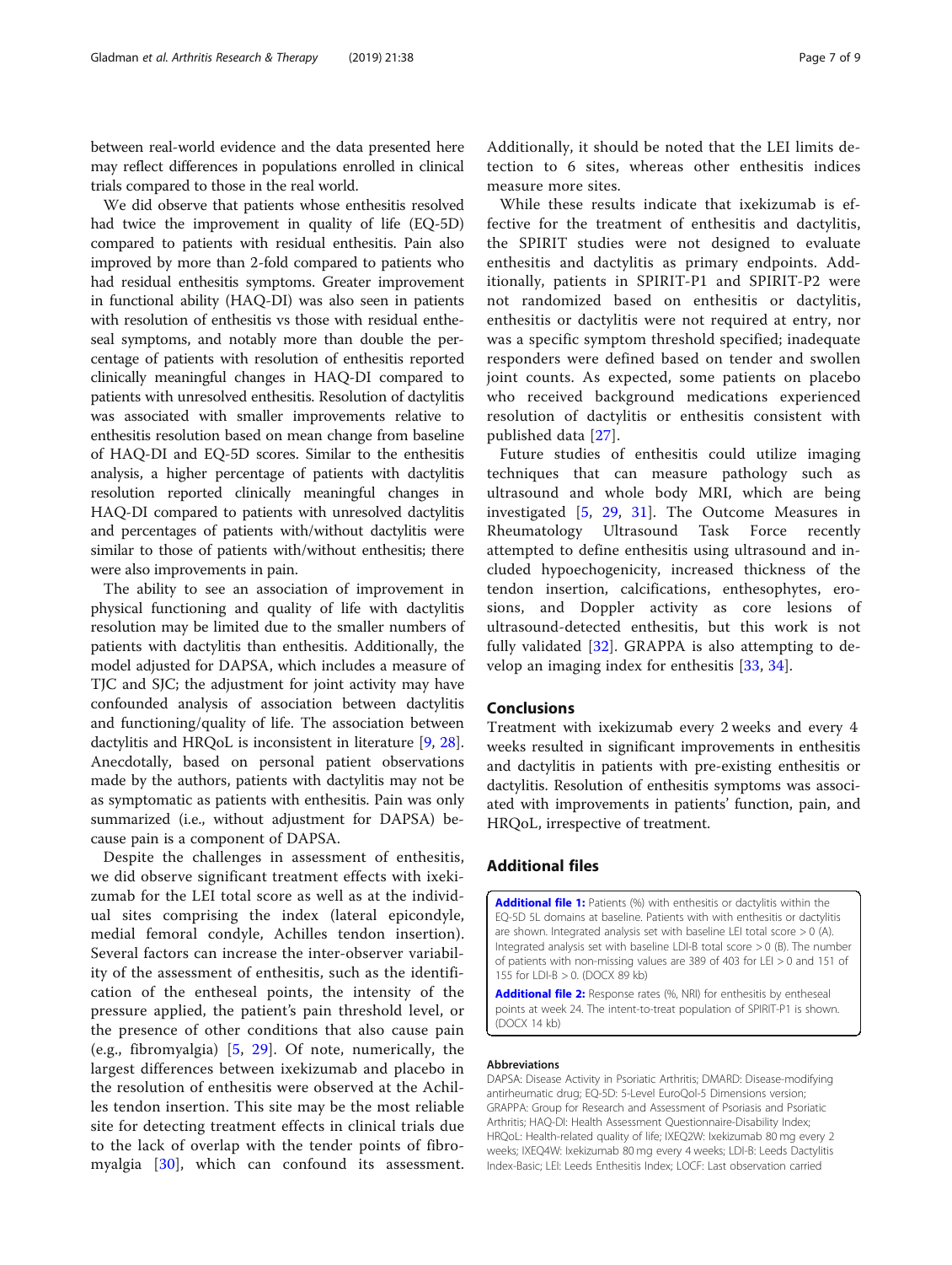between real-world evidence and the data presented here may reflect differences in populations enrolled in clinical trials compared to those in the real world.

We did observe that patients whose enthesitis resolved had twice the improvement in quality of life (EQ-5D) compared to patients with residual enthesitis. Pain also improved by more than 2-fold compared to patients who had residual enthesitis symptoms. Greater improvement in functional ability (HAQ-DI) was also seen in patients with resolution of enthesitis vs those with residual entheseal symptoms, and notably more than double the percentage of patients with resolution of enthesitis reported clinically meaningful changes in HAQ-DI compared to patients with unresolved enthesitis. Resolution of dactylitis was associated with smaller improvements relative to enthesitis resolution based on mean change from baseline of HAQ-DI and EQ-5D scores. Similar to the enthesitis analysis, a higher percentage of patients with dactylitis resolution reported clinically meaningful changes in HAQ-DI compared to patients with unresolved dactylitis and percentages of patients with/without dactylitis were similar to those of patients with/without enthesitis; there were also improvements in pain.

The ability to see an association of improvement in physical functioning and quality of life with dactylitis resolution may be limited due to the smaller numbers of patients with dactylitis than enthesitis. Additionally, the model adjusted for DAPSA, which includes a measure of TJC and SJC; the adjustment for joint activity may have confounded analysis of association between dactylitis and functioning/quality of life. The association between dactylitis and HRQoL is inconsistent in literature [9, 28]. Anecdotally, based on personal patient observations made by the authors, patients with dactylitis may not be as symptomatic as patients with enthesitis. Pain was only summarized (i.e., without adjustment for DAPSA) because pain is a component of DAPSA.

Despite the challenges in assessment of enthesitis, we did observe significant treatment effects with ixekizumab for the LEI total score as well as at the individual sites comprising the index (lateral epicondyle, medial femoral condyle, Achilles tendon insertion). Several factors can increase the inter-observer variability of the assessment of enthesitis, such as the identification of the entheseal points, the intensity of the pressure applied, the patient's pain threshold level, or the presence of other conditions that also cause pain (e.g., fibromyalgia) [5, 29]. Of note, numerically, the largest differences between ixekizumab and placebo in the resolution of enthesitis were observed at the Achilles tendon insertion. This site may be the most reliable site for detecting treatment effects in clinical trials due to the lack of overlap with the tender points of fibromyalgia [30], which can confound its assessment. Additionally, it should be noted that the LEI limits detection to 6 sites, whereas other enthesitis indices measure more sites.

While these results indicate that ixekizumab is effective for the treatment of enthesitis and dactylitis, the SPIRIT studies were not designed to evaluate enthesitis and dactylitis as primary endpoints. Additionally, patients in SPIRIT-P1 and SPIRIT-P2 were not randomized based on enthesitis or dactylitis, enthesitis or dactylitis were not required at entry, nor was a specific symptom threshold specified; inadequate responders were defined based on tender and swollen joint counts. As expected, some patients on placebo who received background medications experienced resolution of dactylitis or enthesitis consistent with published data [27].

Future studies of enthesitis could utilize imaging techniques that can measure pathology such as ultrasound and whole body MRI, which are being investigated [5, 29, 31]. The Outcome Measures in Rheumatology Ultrasound Task Force recently attempted to define enthesitis using ultrasound and included hypoechogenicity, increased thickness of the tendon insertion, calcifications, enthesophytes, erosions, and Doppler activity as core lesions of ultrasound-detected enthesitis, but this work is not fully validated [32]. GRAPPA is also attempting to develop an imaging index for enthesitis [33, 34].

## Conclusions

Treatment with ixekizumab every 2 weeks and every 4 weeks resulted in significant improvements in enthesitis and dactylitis in patients with pre-existing enthesitis or dactylitis. Resolution of enthesitis symptoms was associated with improvements in patients' function, pain, and HRQoL, irrespective of treatment.

## Additional files

**Additional file 1:** Patients (%) with enthesitis or dactylitis within the EQ-5D 5L domains at baseline. Patients with with enthesitis or dactylitis are shown. Integrated analysis set with baseline LEI total score > 0 (A). Integrated analysis set with baseline LDI-B total score > 0 (B). The number of patients with non-missing values are 389 of 403 for LEI > 0 and 151 of 155 for LDI-B > 0. (DOCX 89 kb)

**Additional file 2:** Response rates (%, NRI) for enthesitis by entheseal points at week 24. The intent-to-treat population of SPIRIT-P1 is shown. (DOCX 14 kb)

#### Abbreviations

DAPSA: Disease Activity in Psoriatic Arthritis; DMARD: Disease-modifying antirheumatic drug; EQ-5D: 5-Level EuroQol-5 Dimensions version; GRAPPA: Group for Research and Assessment of Psoriasis and Psoriatic Arthritis; HAQ-DI: Health Assessment Questionnaire-Disability Index; HRQoL: Health-related quality of life; IXEQ2W: Ixekizumab 80 mg every 2 weeks; IXEQ4W: Ixekizumab 80 mg every 4 weeks; LDI-B: Leeds Dactylitis Index-Basic; LEI: Leeds Enthesitis Index; LOCF: Last observation carried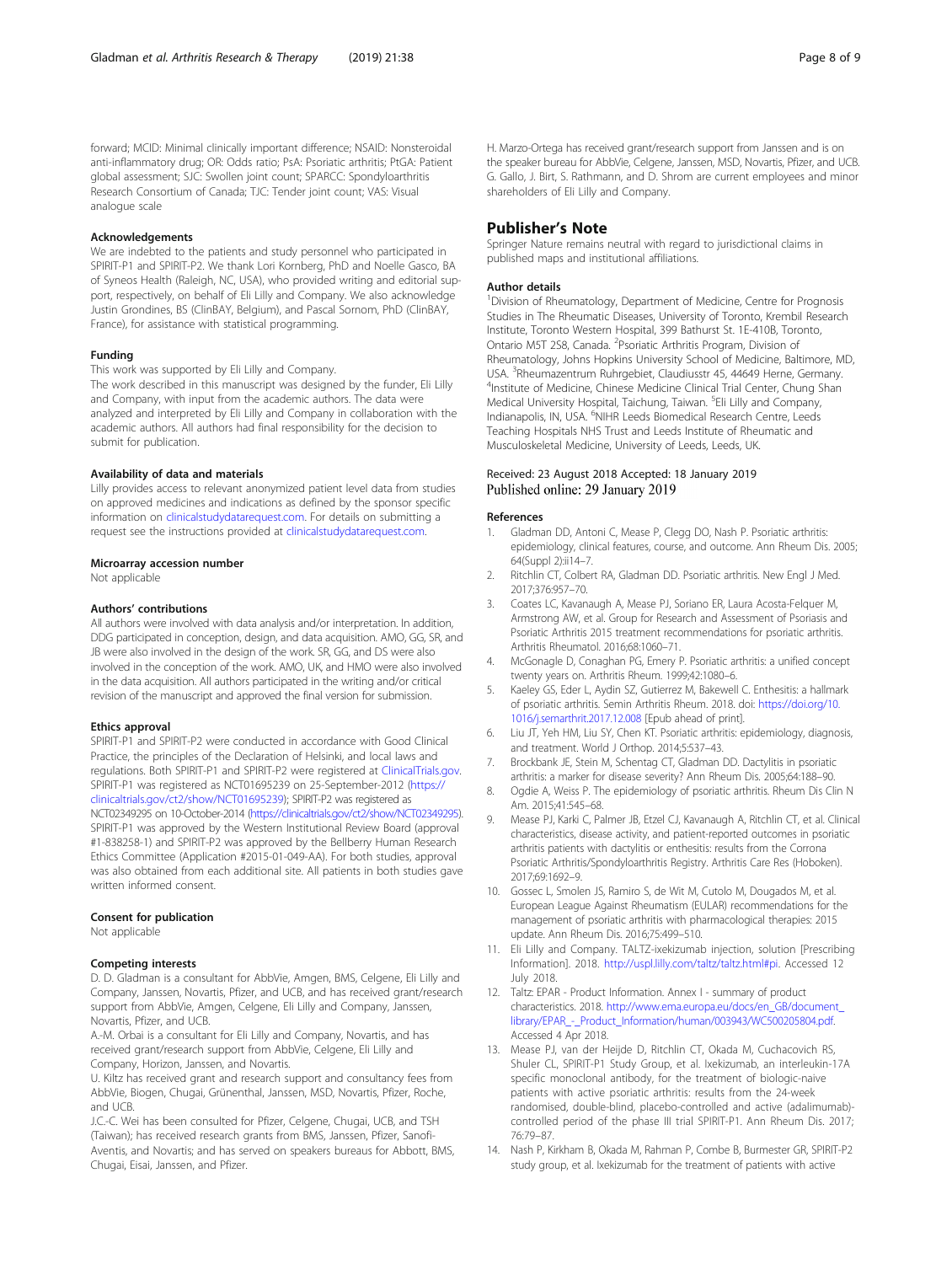forward; MCID: Minimal clinically important difference; NSAID: Nonsteroidal anti-inflammatory drug; OR: Odds ratio; PsA: Psoriatic arthritis; PtGA: Patient global assessment; SJC: Swollen joint count; SPARCC: Spondyloarthritis Research Consortium of Canada; TJC: Tender joint count; VAS: Visual analogue scale

#### Acknowledgements

We are indebted to the patients and study personnel who participated in SPIRIT-P1 and SPIRIT-P2. We thank Lori Kornberg, PhD and Noelle Gasco, BA of Syneos Health (Raleigh, NC, USA), who provided writing and editorial support, respectively, on behalf of Eli Lilly and Company. We also acknowledge Justin Grondines, BS (ClinBAY, Belgium), and Pascal Sornom, PhD (ClinBAY, France), for assistance with statistical programming.

#### Funding

This work was supported by Eli Lilly and Company.
The work described in this manuscript was designed by the funder, Eli Lilly and Company, with input from the academic authors. The data were analyzed and interpreted by Eli Lilly and Company in collaboration with the academic authors. All authors had final responsibility for the decision to submit for publication.

#### Availability of data and materials

Lilly provides access to relevant anonymized patient level data from studies on approved medicines and indications as defined by the sponsor specific information on clinicalstudydatarequest.com. For details on submitting a request see the instructions provided at clinicalstudydatarequest.com.

#### Microarray accession number

Not applicable

#### Authors' contributions

All authors were involved with data analysis and/or interpretation. In addition, DDG participated in conception, design, and data acquisition. AMO, GG, SR, and JB were also involved in the design of the work. SR, GG, and DS were also involved in the conception of the work. AMO, UK, and HMO were also involved in the data acquisition. All authors participated in the writing and/or critical revision of the manuscript and approved the final version for submission.

#### Ethics approval

SPIRIT-P1 and SPIRIT-P2 were conducted in accordance with Good Clinical Practice, the principles of the Declaration of Helsinki, and local laws and regulations. Both SPIRIT-P1 and SPIRIT-P2 were registered at ClinicalTrials.gov. SPIRIT-P1 was registered as NCT01695239 on 25-September-2012 (https://clinicaltrials.gov/ct2/show/NCT01695239); SPIRIT-P2 was registered as NCT02349295 on 10-October-2014 (https://clinicaltrials.gov/ct2/show/NCT02349295). SPIRIT-P1 was approved by the Western Institutional Review Board (approval #1-838258-1) and SPIRIT-P2 was approved by the Bellberry Human Research Ethics Committee (Application #2015-01-049-AA). For both studies, approval was also obtained from each additional site. All patients in both studies gave written informed consent.

#### Consent for publication

Not applicable

#### Competing interests

D. D. Gladman is a consultant for AbbVie, Amgen, BMS, Celgene, Eli Lilly and Company, Janssen, Novartis, Pfizer, and UCB, and has received grant/research support from AbbVie, Amgen, Celgene, Eli Lilly and Company, Janssen, Novartis, Pfizer, and UCB.
A.-M. Orbai is a consultant for Eli Lilly and Company, Novartis, and has received grant/research support from AbbVie, Celgene, Eli Lilly and Company, Horizon, Janssen, and Novartis.
U. Kiltz has received grant and research support and consultancy fees from AbbVie, Biogen, Chugai, Grünenthal, Janssen, MSD, Novartis, Pfizer, Roche, and UCB.
J.C.-C. Wei has been consulted for Pfizer, Celgene, Chugai, UCB, and TSH (Taiwan); has received research grants from BMS, Janssen, Pfizer, Sanofi-Aventis, and Novartis; and has served on speakers bureaus for Abbott, BMS, Chugai, Eisai, Janssen, and Pfizer.
H. Marzo-Ortega has received grant/research support from Janssen and is on the speaker bureau for AbbVie, Celgene, Janssen, MSD, Novartis, Pfizer, and UCB.
G. Gallo, J. Birt, S. Rathmann, and D. Shrom are current employees and minor shareholders of Eli Lilly and Company.

## Publisher's Note

Springer Nature remains neutral with regard to jurisdictional claims in published maps and institutional affiliations.

#### Author details

[1]Division of Rheumatology, Department of Medicine, Centre for Prognosis Studies in The Rheumatic Diseases, University of Toronto, Krembil Research Institute, Toronto Western Hospital, 399 Bathurst St. 1E-410B, Toronto, Ontario M5T 2S8, Canada. [2]Psoriatic Arthritis Program, Division of Rheumatology, Johns Hopkins University School of Medicine, Baltimore, MD, USA. [3]Rheumazentrum Ruhrgebiet, Claudiusstr 45, 44649 Herne, Germany. [4]Institute of Medicine, Chinese Medicine Clinical Trial Center, Chung Shan Medical University Hospital, Taichung, Taiwan. [5]Eli Lilly and Company, Indianapolis, IN, USA. [6]NIHR Leeds Biomedical Research Centre, Leeds Teaching Hospitals NHS Trust and Leeds Institute of Rheumatic and Musculoskeletal Medicine, University of Leeds, Leeds, UK.

Received: 23 August 2018 Accepted: 18 January 2019
Published online: 29 January 2019

#### References

1. Gladman DD, Antoni C, Mease P, Clegg DO, Nash P. Psoriatic arthritis: epidemiology, clinical features, course, and outcome. Ann Rheum Dis. 2005; 64(Suppl 2):ii14–7.
2. Ritchlin CT, Colbert RA, Gladman DD. Psoriatic arthritis. New Engl J Med. 2017;376:957–70.
3. Coates LC, Kavanaugh A, Mease PJ, Soriano ER, Laura Acosta-Felquer M, Armstrong AW, et al. Group for Research and Assessment of Psoriasis and Psoriatic Arthritis 2015 treatment recommendations for psoriatic arthritis. Arthritis Rheumatol. 2016;68:1060–71.
4. McGonagle D, Conaghan PG, Emery P. Psoriatic arthritis: a unified concept twenty years on. Arthritis Rheum. 1999;42:1080–6.
5. Kaeley GS, Eder L, Aydin SZ, Gutierrez M, Bakewell C. Enthesitis: a hallmark of psoriatic arthritis. Semin Arthritis Rheum. 2018. doi: https://doi.org/10.1016/j.semarthrit.2017.12.008 [Epub ahead of print].
6. Liu JT, Yeh HM, Liu SY, Chen KT. Psoriatic arthritis: epidemiology, diagnosis, and treatment. World J Orthop. 2014;5:537–43.
7. Brockbank JE, Stein M, Schentag CT, Gladman DD. Dactylitis in psoriatic arthritis: a marker for disease severity? Ann Rheum Dis. 2005;64:188–90.
8. Ogdie A, Weiss P. The epidemiology of psoriatic arthritis. Rheum Dis Clin N Am. 2015;41:545–68.
9. Mease PJ, Karki C, Palmer JB, Etzel CJ, Kavanaugh A, Ritchlin CT, et al. Clinical characteristics, disease activity, and patient-reported outcomes in psoriatic arthritis patients with dactylitis or enthesitis: results from the Corrona Psoriatic Arthritis/Spondyloarthritis Registry. Arthritis Care Res (Hoboken). 2017;69:1692–9.
10. Gossec L, Smolen JS, Ramiro S, de Wit M, Cutolo M, Dougados M, et al. European League Against Rheumatism (EULAR) recommendations for the management of psoriatic arthritis with pharmacological therapies: 2015 update. Ann Rheum Dis. 2016;75:499–510.
11. Eli Lilly and Company. TALTZ-ixekizumab injection, solution [Prescribing Information]. 2018. http://uspl.lilly.com/taltz/taltz.html#pi. Accessed 12 July 2018.
12. Taltz: EPAR - Product Information. Annex I - summary of product characteristics. 2018. http://www.ema.europa.eu/docs/en_GB/document_library/EPAR_-_Product_Information/human/003943/WC500205804.pdf. Accessed 4 Apr 2018.
13. Mease PJ, van der Heijde D, Ritchlin CT, Okada M, Cuchacovich RS, Shuler CL, SPIRIT-P1 Study Group, et al. Ixekizumab, an interleukin-17A specific monoclonal antibody, for the treatment of biologic-naive patients with active psoriatic arthritis: results from the 24-week randomised, double-blind, placebo-controlled and active (adalimumab)-controlled period of the phase III trial SPIRIT-P1. Ann Rheum Dis. 2017; 76:79–87.
14. Nash P, Kirkham B, Okada M, Rahman P, Combe B, Burmester GR, SPIRIT-P2 study group, et al. Ixekizumab for the treatment of patients with active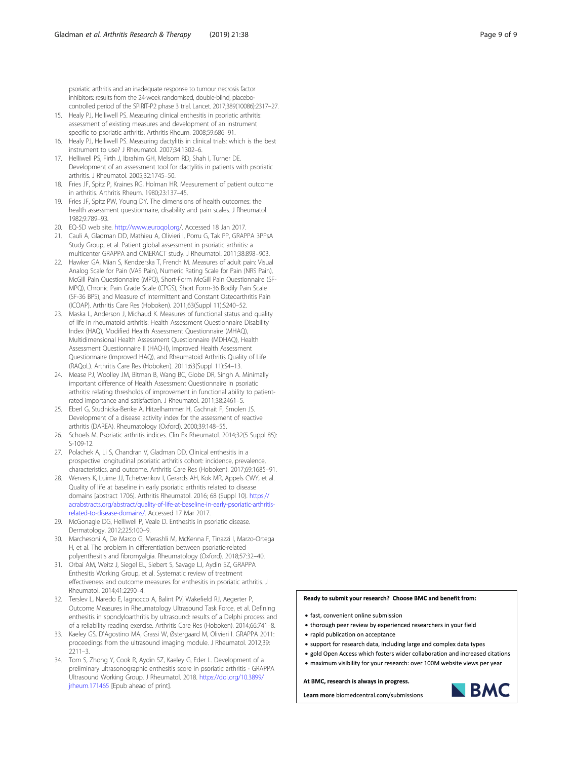psoriatic arthritis and an inadequate response to tumour necrosis factor inhibitors: results from the 24-week randomised, double-blind, placebo-controlled period of the SPIRIT-P2 phase 3 trial. Lancet. 2017;389(10086):2317–27.

15. Healy PJ, Helliwell PS. Measuring clinical enthesitis in psoriatic arthritis: assessment of existing measures and development of an instrument specific to psoriatic arthritis. Arthritis Rheum. 2008;59:686–91.
16. Healy PJ, Helliwell PS. Measuring dactylitis in clinical trials: which is the best instrument to use? J Rheumatol. 2007;34:1302–6.
17. Helliwell PS, Firth J, Ibrahim GH, Melsom RD, Shah I, Turner DE. Development of an assessment tool for dactylitis in patients with psoriatic arthritis. J Rheumatol. 2005;32:1745–50.
18. Fries JF, Spitz P, Kraines RG, Holman HR. Measurement of patient outcome in arthritis. Arthritis Rheum. 1980;23:137–45.
19. Fries JF, Spitz PW, Young DY. The dimensions of health outcomes: the health assessment questionnaire, disability and pain scales. J Rheumatol. 1982;9:789–93.
20. EQ-5D web site. http://www.euroqol.org/. Accessed 18 Jan 2017.
21. Cauli A, Gladman DD, Mathieu A, Olivieri I, Porru G, Tak PP, GRAPPA 3PPsA Study Group, et al. Patient global assessment in psoriatic arthritis: a multicenter GRAPPA and OMERACT study. J Rheumatol. 2011;38:898–903.
22. Hawker GA, Mian S, Kendzerska T, French M. Measures of adult pain: Visual Analog Scale for Pain (VAS Pain), Numeric Rating Scale for Pain (NRS Pain), McGill Pain Questionnaire (MPQ), Short-Form McGill Pain Questionnaire (SF-MPQ), Chronic Pain Grade Scale (CPGS), Short Form-36 Bodily Pain Scale (SF-36 BPS), and Measure of Intermittent and Constant Osteoarthritis Pain (ICOAP). Arthritis Care Res (Hoboken). 2011;63(Suppl 11):S240–52.
23. Maska L, Anderson J, Michaud K. Measures of functional status and quality of life in rheumatoid arthritis: Health Assessment Questionnaire Disability Index (HAQ), Modified Health Assessment Questionnaire (MHAQ), Multidimensional Health Assessment Questionnaire (MDHAQ), Health Assessment Questionnaire II (HAQ-II), Improved Health Assessment Questionnaire (Improved HAQ), and Rheumatoid Arthritis Quality of Life (RAQoL). Arthritis Care Res (Hoboken). 2011;63(Suppl 11):S4–13.
24. Mease PJ, Woolley JM, Bitman B, Wang BC, Globe DR, Singh A. Minimally important difference of Health Assessment Questionnaire in psoriatic arthritis: relating thresholds of improvement in functional ability to patient-rated importance and satisfaction. J Rheumatol. 2011;38:2461–5.
25. Eberl G, Studnicka-Benke A, Hitzelhammer H, Gschnait F, Smolen JS. Development of a disease activity index for the assessment of reactive arthritis (DAREA). Rheumatology (Oxford). 2000;39:148–55.
26. Schoels M. Psoriatic arthritis indices. Clin Ex Rheumatol. 2014;32(5 Suppl 85): S-109-12.
27. Polachek A, Li S, Chandran V, Gladman DD. Clinical enthesitis in a prospective longitudinal psoriatic arthritis cohort: incidence, prevalence, characteristics, and outcome. Arthritis Care Res (Hoboken). 2017;69:1685–91.
28. Wervers K, Luime JJ, Tchetverikov I, Gerards AH, Kok MR, Appels CWY, et al. Quality of life at baseline in early psoriatic arthritis related to disease domains [abstract 1706]. Arthritis Rheumatol. 2016; 68 (Suppl 10). https://acrabstracts.org/abstract/quality-of-life-at-baseline-in-early-psoriatic-arthritis-related-to-disease-domains/. Accessed 17 Mar 2017.
29. McGonagle DG, Helliwell P, Veale D. Enthesitis in psoriatic disease. Dermatology. 2012;225:100–9.
30. Marchesoni A, De Marco G, Merashli M, McKenna F, Tinazzi I, Marzo-Ortega H, et al. The problem in differentiation between psoriatic-related polyenthesitis and fibromyalgia. Rheumatology (Oxford). 2018;57:32–40.
31. Orbai AM, Weitz J, Siegel EL, Siebert S, Savage LJ, Aydin SZ, GRAPPA Enthesitis Working Group, et al. Systematic review of treatment effectiveness and outcome measures for enthesitis in psoriatic arthritis. J Rheumatol. 2014;41:2290–4.
32. Terslev L, Naredo E, Iagnocco A, Balint PV, Wakefield RJ, Aegerter P, Outcome Measures in Rheumatology Ultrasound Task Force, et al. Defining enthesitis in spondyloarthritis by ultrasound: results of a Delphi process and of a reliability reading exercise. Arthritis Care Res (Hoboken). 2014;66:741–8.
33. Kaeley GS, D'Agostino MA, Grassi W, Østergaard M, Olivieri I. GRAPPA 2011: proceedings from the ultrasound imaging module. J Rheumatol. 2012;39: 2211–3.
34. Tom S, Zhong Y, Cook R, Aydin SZ, Kaeley G, Eder L. Development of a preliminary ultrasonographic enthesitis score in psoriatic arthritis - GRAPPA Ultrasound Working Group. J Rheumatol. 2018. https://doi.org/10.3899/jrheum.171465 [Epub ahead of print].

**Ready to submit your research? Choose BMC and benefit from:**

- fast, convenient online submission
- thorough peer review by experienced researchers in your field
- rapid publication on acceptance
- support for research data, including large and complex data types
- gold Open Access which fosters wider collaboration and increased citations
- maximum visibility for your research: over 100M website views per year

**At BMC, research is always in progress.**

**Learn more** biomedcentral.com/submissions

BMC